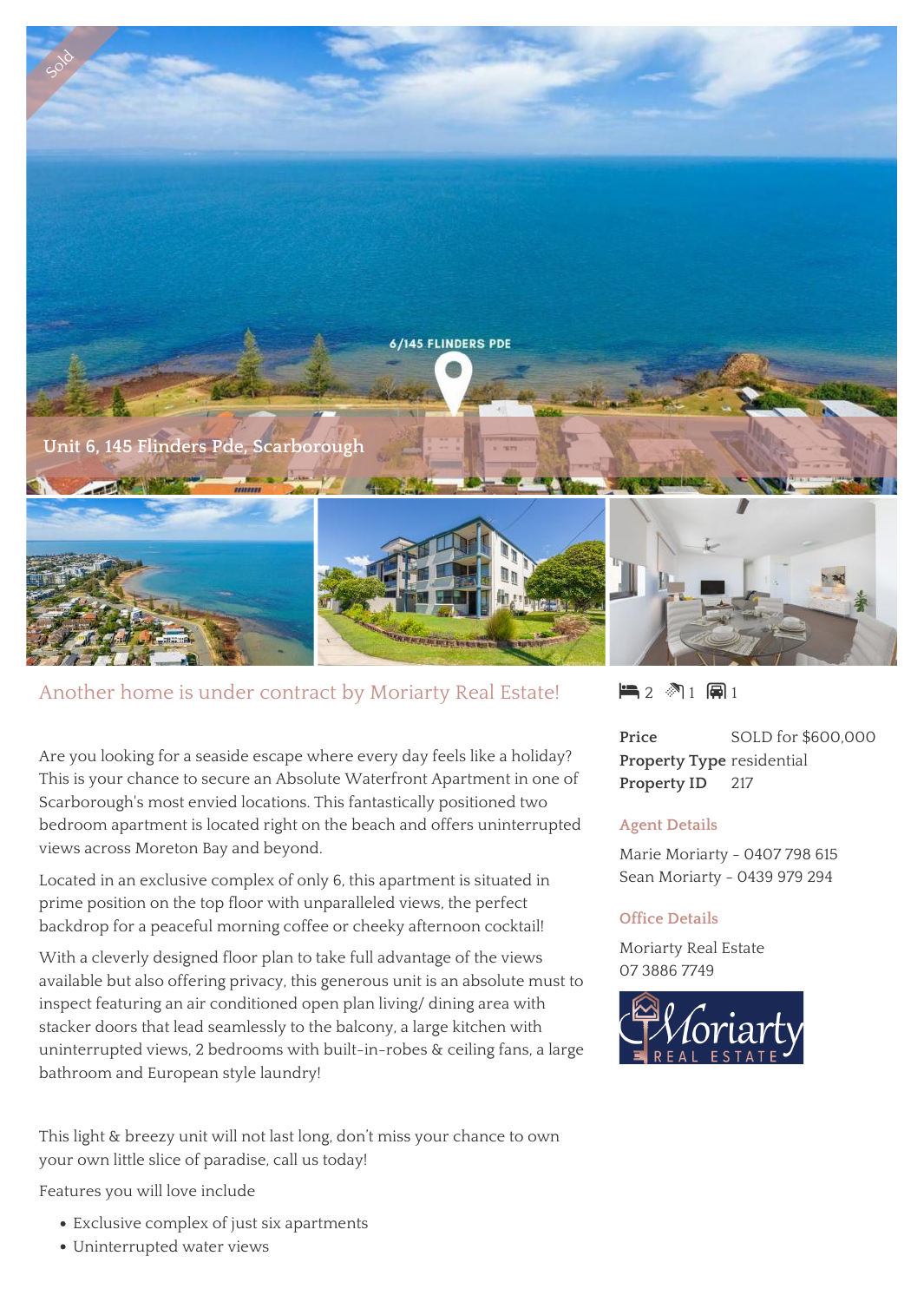# Unit 6, 145 Flinders Pde, Scarborough

## Another home is under contract by Moriarty Real Estate!

2 bedrooms | 1 bathroom | 1 car space

| | |
|---|---|
| **Price** | SOLD for $600,000 |
| **Property Type** | residential |
| **Property ID** | 217 |

### Agent Details

Marie Moriarty - 0407 798 615
Sean Moriarty - 0439 979 294

### Office Details

Moriarty Real Estate
07 3886 7749

Are you looking for a seaside escape where every day feels like a holiday? This is your chance to secure an Absolute Waterfront Apartment in one of Scarborough's most envied locations. This fantastically positioned two bedroom apartment is located right on the beach and offers uninterrupted views across Moreton Bay and beyond.

Located in an exclusive complex of only 6, this apartment is situated in prime position on the top floor with unparalleled views, the perfect backdrop for a peaceful morning coffee or cheeky afternoon cocktail!

With a cleverly designed floor plan to take full advantage of the views available but also offering privacy, this generous unit is an absolute must to inspect featuring an air conditioned open plan living/ dining area with stacker doors that lead seamlessly to the balcony, a large kitchen with uninterrupted views, 2 bedrooms with built-in-robes & ceiling fans, a large bathroom and European style laundry!

This light & breezy unit will not last long, don't miss your chance to own your own little slice of paradise, call us today!

Features you will love include

- Exclusive complex of just six apartments
- Uninterrupted water views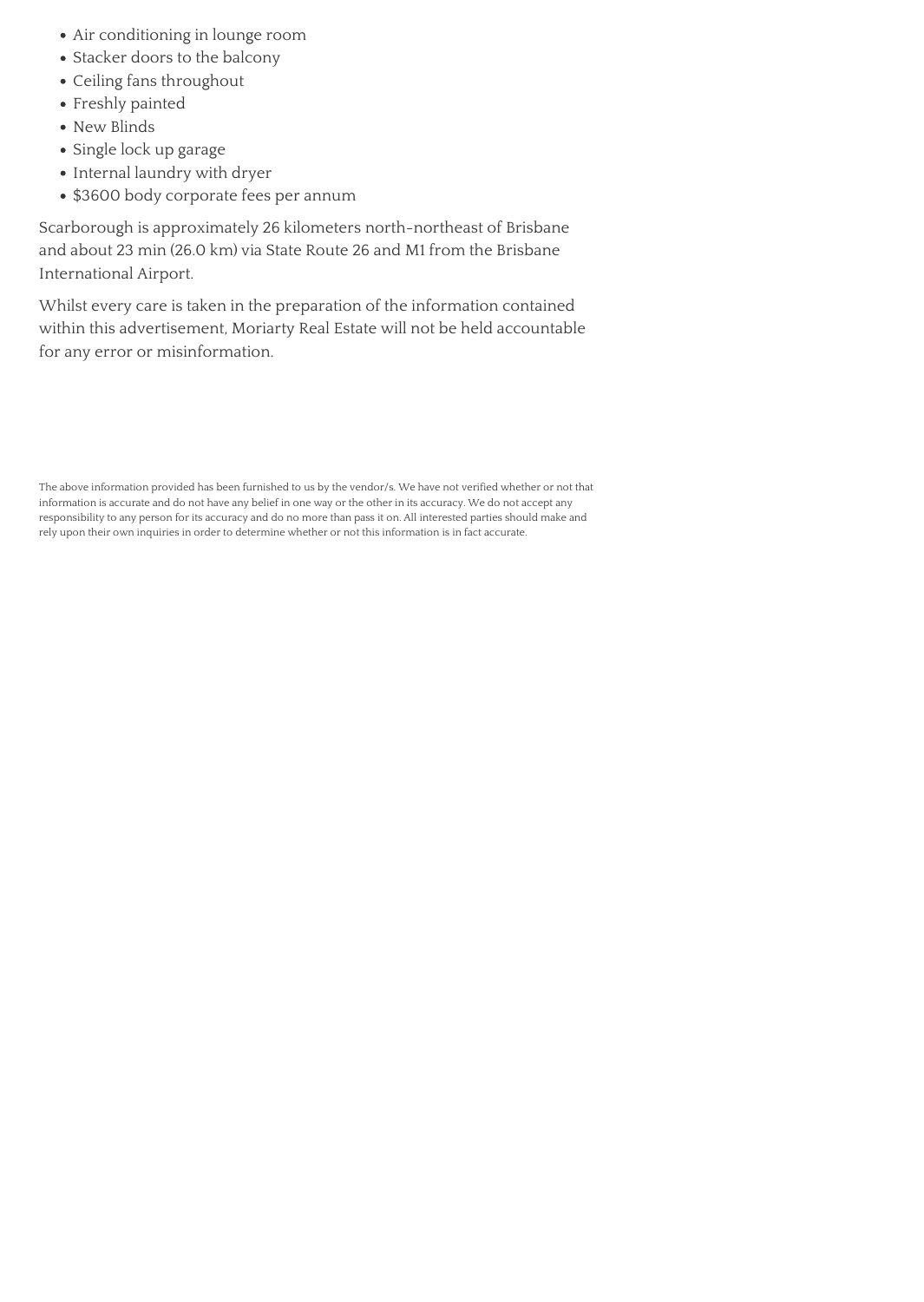- Air conditioning in lounge room
- Stacker doors to the balcony
- Ceiling fans throughout
- Freshly painted
- New Blinds
- Single lock up garage
- Internal laundry with dryer
- $3600 body corporate fees per annum

Scarborough is approximately 26 kilometers north-northeast of Brisbane and about 23 min (26.0 km) via State Route 26 and M1 from the Brisbane International Airport.

Whilst every care is taken in the preparation of the information contained within this advertisement, Moriarty Real Estate will not be held accountable for any error or misinformation.

The above information provided has been furnished to us by the vendor/s. We have not verified whether or not that information is accurate and do not have any belief in one way or the other in its accuracy. We do not accept any responsibility to any person for its accuracy and do no more than pass it on. All interested parties should make and rely upon their own inquiries in order to determine whether or not this information is in fact accurate.